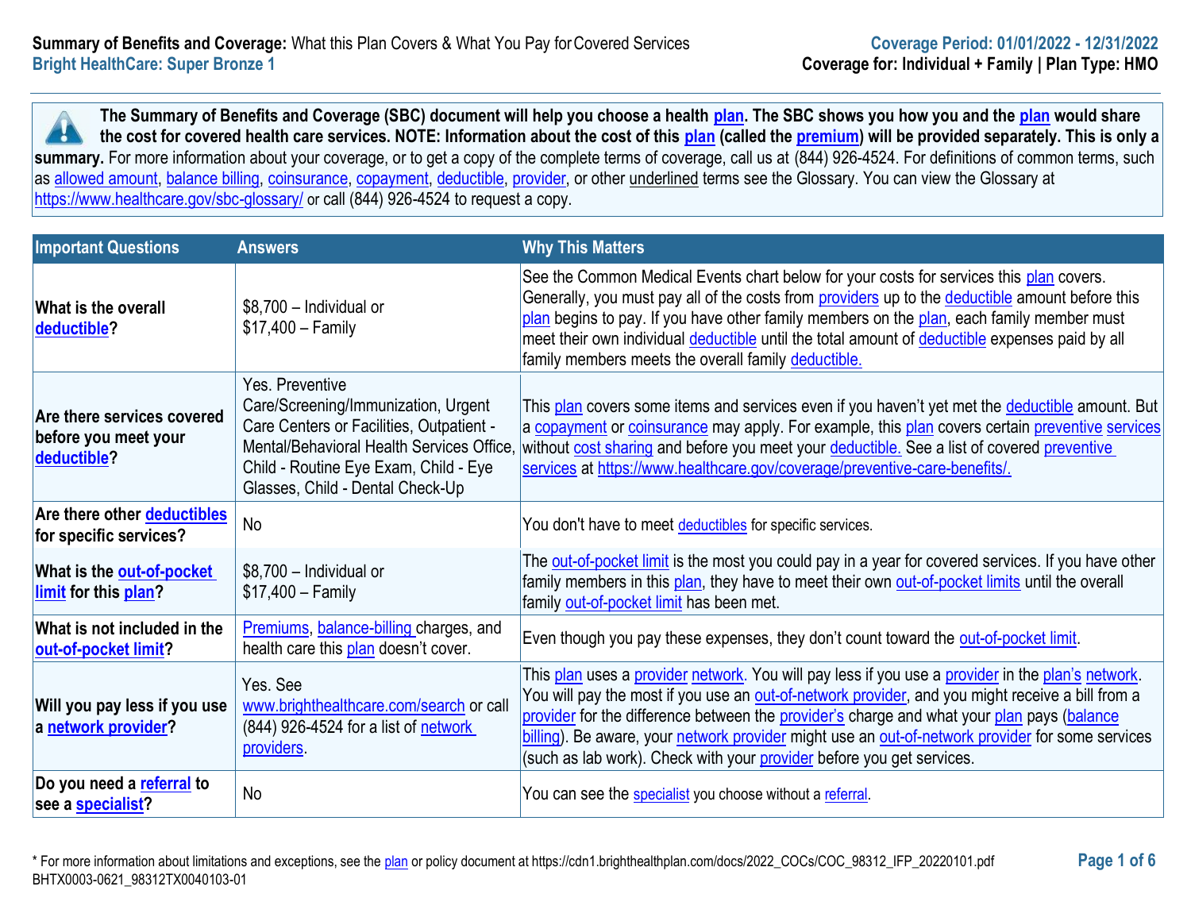**Summary of Benefits and Coverage:** What this Plan Covers & What You Pay for Covered Services
**Bright HealthCare: Super Bronze 1**

**Coverage Period: 01/01/2022 - 12/31/2022**
**Coverage for: Individual + Family | Plan Type: HMO**

**The Summary of Benefits and Coverage (SBC) document will help you choose a health plan. The SBC shows you how you and the plan would share the cost for covered health care services. NOTE: Information about the cost of this plan (called the premium) will be provided separately. This is only a summary.** For more information about your coverage, or to get a copy of the complete terms of coverage, call us at (844) 926-4524. For definitions of common terms, such as allowed amount, balance billing, coinsurance, copayment, deductible, provider, or other underlined terms see the Glossary. You can view the Glossary at https://www.healthcare.gov/sbc-glossary/ or call (844) 926-4524 to request a copy.

| Important Questions | Answers | Why This Matters |
|---|---|---|
| **What is the overall deductible?** | $8,700 – Individual or $17,400 – Family | See the Common Medical Events chart below for your costs for services this plan covers. Generally, you must pay all of the costs from providers up to the deductible amount before this plan begins to pay. If you have other family members on the plan, each family member must meet their own individual deductible until the total amount of deductible expenses paid by all family members meets the overall family deductible. |
| **Are there services covered before you meet your deductible?** | Yes. Preventive Care/Screening/Immunization, Urgent Care Centers or Facilities, Outpatient - Mental/Behavioral Health Services Office, Child - Routine Eye Exam, Child - Eye Glasses, Child - Dental Check-Up | This plan covers some items and services even if you haven't yet met the deductible amount. But a copayment or coinsurance may apply. For example, this plan covers certain preventive services without cost sharing and before you meet your deductible. See a list of covered preventive services at https://www.healthcare.gov/coverage/preventive-care-benefits/. |
| **Are there other deductibles for specific services?** | No | You don't have to meet deductibles for specific services. |
| **What is the out-of-pocket limit for this plan?** | $8,700 – Individual or $17,400 – Family | The out-of-pocket limit is the most you could pay in a year for covered services. If you have other family members in this plan, they have to meet their own out-of-pocket limits until the overall family out-of-pocket limit has been met. |
| **What is not included in the out-of-pocket limit?** | Premiums, balance-billing charges, and health care this plan doesn't cover. | Even though you pay these expenses, they don't count toward the out-of-pocket limit. |
| **Will you pay less if you use a network provider?** | Yes. See www.brighthealthcare.com/search or call (844) 926-4524 for a list of network providers. | This plan uses a provider network. You will pay less if you use a provider in the plan's network. You will pay the most if you use an out-of-network provider, and you might receive a bill from a provider for the difference between the provider's charge and what your plan pays (balance billing). Be aware, your network provider might use an out-of-network provider for some services (such as lab work). Check with your provider before you get services. |
| **Do you need a referral to see a specialist?** | No | You can see the specialist you choose without a referral. |

\* For more information about limitations and exceptions, see the plan or policy document at https://cdn1.brighthealthplan.com/docs/2022_COCs/COC_98312_IFP_20220101.pdf
BHTX0003-0621_98312TX0040103-01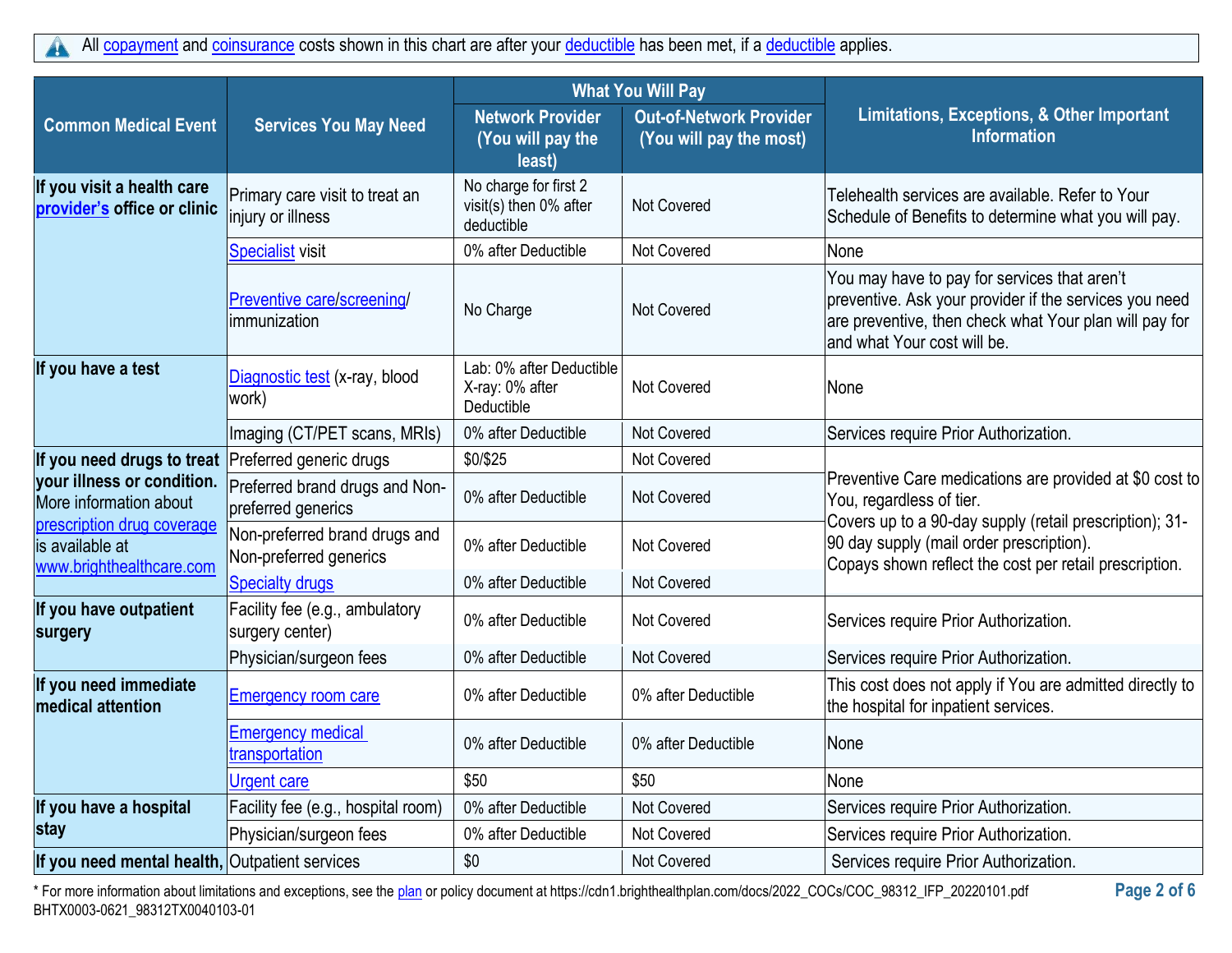All copayment and coinsurance costs shown in this chart are after your deductible has been met, if a deductible applies.

| Common Medical Event | Services You May Need | What You Will Pay | | Limitations, Exceptions, & Other Important Information |
|---|---|---|---|---|
| | | Network Provider (You will pay the least) | Out-of-Network Provider (You will pay the most) | |
| **If you visit a health care provider's office or clinic** | Primary care visit to treat an injury or illness | No charge for first 2 visit(s) then 0% after deductible | Not Covered | Telehealth services are available. Refer to Your Schedule of Benefits to determine what you will pay. |
| | Specialist visit | 0% after Deductible | Not Covered | None |
| | Preventive care/screening/ immunization | No Charge | Not Covered | You may have to pay for services that aren't preventive. Ask your provider if the services you need are preventive, then check what Your plan will pay for and what Your cost will be. |
| **If you have a test** | Diagnostic test (x-ray, blood work) | Lab: 0% after Deductible X-ray: 0% after Deductible | Not Covered | None |
| | Imaging (CT/PET scans, MRIs) | 0% after Deductible | Not Covered | Services require Prior Authorization. |
| **If you need drugs to treat your illness or condition.** More information about prescription drug coverage is available at www.brighthealthcare.com | Preferred generic drugs | $0/$25 | Not Covered | Preventive Care medications are provided at $0 cost to You, regardless of tier. Covers up to a 90-day supply (retail prescription); 31-90 day supply (mail order prescription). Copays shown reflect the cost per retail prescription. |
| | Preferred brand drugs and Non-preferred generics | 0% after Deductible | Not Covered | |
| | Non-preferred brand drugs and Non-preferred generics | 0% after Deductible | Not Covered | |
| | Specialty drugs | 0% after Deductible | Not Covered | |
| **If you have outpatient surgery** | Facility fee (e.g., ambulatory surgery center) | 0% after Deductible | Not Covered | Services require Prior Authorization. |
| | Physician/surgeon fees | 0% after Deductible | Not Covered | Services require Prior Authorization. |
| **If you need immediate medical attention** | Emergency room care | 0% after Deductible | 0% after Deductible | This cost does not apply if You are admitted directly to the hospital for inpatient services. |
| | Emergency medical transportation | 0% after Deductible | 0% after Deductible | None |
| | Urgent care | $50 | $50 | None |
| **If you have a hospital stay** | Facility fee (e.g., hospital room) | 0% after Deductible | Not Covered | Services require Prior Authorization. |
| | Physician/surgeon fees | 0% after Deductible | Not Covered | Services require Prior Authorization. |
| **If you need mental health,** | Outpatient services | $0 | Not Covered | Services require Prior Authorization. |

* For more information about limitations and exceptions, see the plan or policy document at https://cdn1.brighthealthplan.com/docs/2022_COCs/COC_98312_IFP_20220101.pdf

BHTX0003-0621_98312TX0040103-01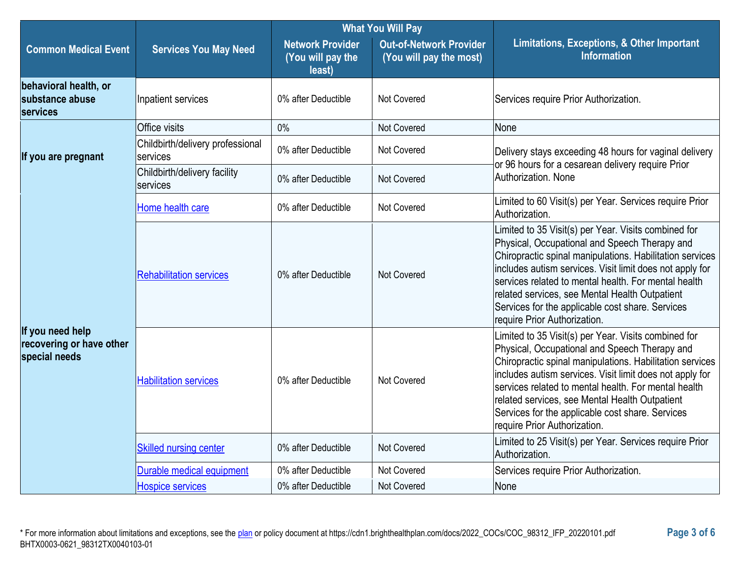| Common Medical Event | Services You May Need | What You Will Pay | | Limitations, Exceptions, & Other Important Information |
|---|---|---|---|---|
| | | Network Provider (You will pay the least) | Out-of-Network Provider (You will pay the most) | |
| behavioral health, or substance abuse services | Inpatient services | 0% after Deductible | Not Covered | Services require Prior Authorization. |
| If you are pregnant | Office visits | 0% | Not Covered | None |
| | Childbirth/delivery professional services | 0% after Deductible | Not Covered | Delivery stays exceeding 48 hours for vaginal delivery or 96 hours for a cesarean delivery require Prior Authorization. None |
| | Childbirth/delivery facility services | 0% after Deductible | Not Covered | |
| If you need help recovering or have other special needs | Home health care | 0% after Deductible | Not Covered | Limited to 60 Visit(s) per Year. Services require Prior Authorization. |
| | Rehabilitation services | 0% after Deductible | Not Covered | Limited to 35 Visit(s) per Year. Visits combined for Physical, Occupational and Speech Therapy and Chiropractic spinal manipulations. Habilitation services includes autism services. Visit limit does not apply for services related to mental health. For mental health related services, see Mental Health Outpatient Services for the applicable cost share. Services require Prior Authorization. |
| | Habilitation services | 0% after Deductible | Not Covered | Limited to 35 Visit(s) per Year. Visits combined for Physical, Occupational and Speech Therapy and Chiropractic spinal manipulations. Habilitation services includes autism services. Visit limit does not apply for services related to mental health. For mental health related services, see Mental Health Outpatient Services for the applicable cost share. Services require Prior Authorization. |
| | Skilled nursing center | 0% after Deductible | Not Covered | Limited to 25 Visit(s) per Year. Services require Prior Authorization. |
| | Durable medical equipment | 0% after Deductible | Not Covered | Services require Prior Authorization. |
| | Hospice services | 0% after Deductible | Not Covered | None |

* For more information about limitations and exceptions, see the plan or policy document at https://cdn1.brighthealthplan.com/docs/2022_COCs/COC_98312_IFP_20220101.pdf
BHTX0003-0621_98312TX0040103-01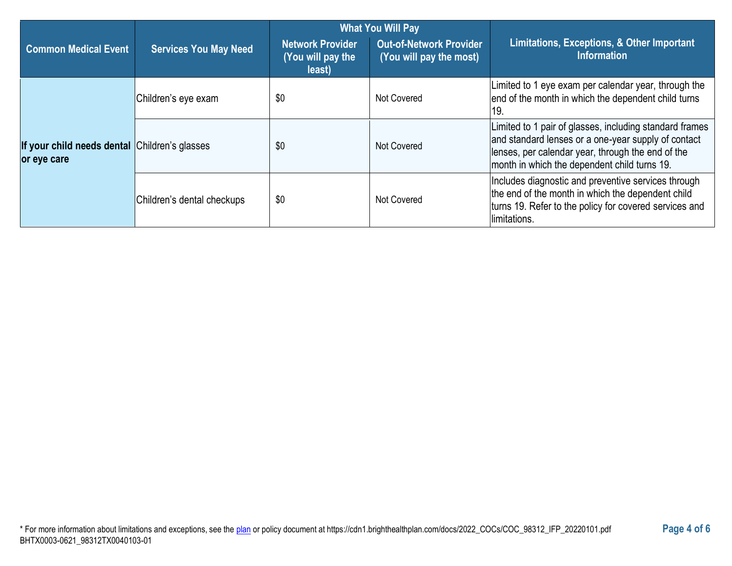| Common Medical Event | Services You May Need | What You Will Pay | | Limitations, Exceptions, & Other Important Information |
|---|---|---|---|---|
| | | Network Provider (You will pay the least) | Out-of-Network Provider (You will pay the most) | |
| **If your child needs dental or eye care** | Children's eye exam | $0 | Not Covered | Limited to 1 eye exam per calendar year, through the end of the month in which the dependent child turns 19. |
| | Children's glasses | $0 | Not Covered | Limited to 1 pair of glasses, including standard frames and standard lenses or a one-year supply of contact lenses, per calendar year, through the end of the month in which the dependent child turns 19. |
| | Children's dental checkups | $0 | Not Covered | Includes diagnostic and preventive services through the end of the month in which the dependent child turns 19. Refer to the policy for covered services and limitations. |

* For more information about limitations and exceptions, see the plan or policy document at https://cdn1.brighthealthplan.com/docs/2022_COCs/COC_98312_IFP_20220101.pdf
BHTX0003-0621_98312TX0040103-01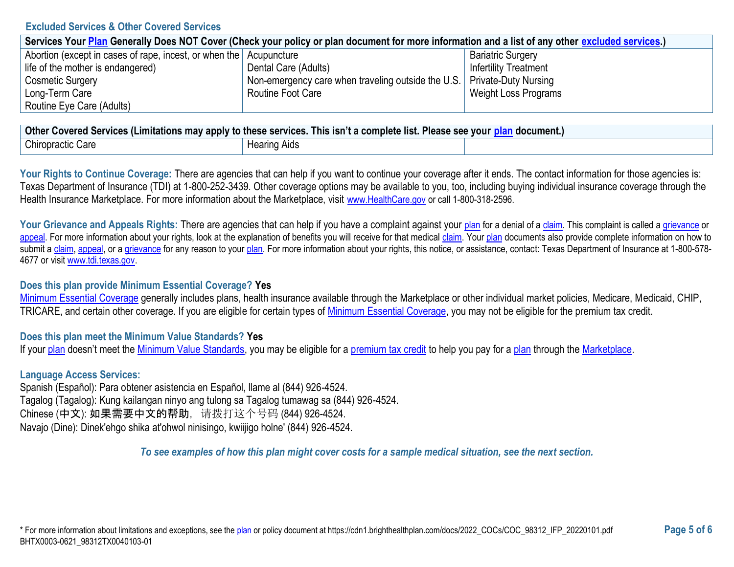## Excluded Services & Other Covered Services

| Services Your Plan Generally Does NOT Cover (Check your policy or plan document for more information and a list of any other excluded services.) | | |
|---|---|---|
| Abortion (except in cases of rape, incest, or when the life of the mother is endangered)<br>Cosmetic Surgery<br>Long-Term Care<br>Routine Eye Care (Adults) | Acupuncture<br>Dental Care (Adults)<br>Non-emergency care when traveling outside the U.S.<br>Routine Foot Care | Bariatric Surgery<br>Infertility Treatment<br>Private-Duty Nursing<br>Weight Loss Programs |

| Other Covered Services (Limitations may apply to these services. This isn't a complete list. Please see your plan document.) | | |
|---|---|---|
| Chiropractic Care | Hearing Aids | |

**Your Rights to Continue Coverage:** There are agencies that can help if you want to continue your coverage after it ends. The contact information for those agencies is: Texas Department of Insurance (TDI) at 1-800-252-3439. Other coverage options may be available to you, too, including buying individual insurance coverage through the Health Insurance Marketplace. For more information about the Marketplace, visit www.HealthCare.gov or call 1-800-318-2596.

**Your Grievance and Appeals Rights:** There are agencies that can help if you have a complaint against your plan for a denial of a claim. This complaint is called a grievance or appeal. For more information about your rights, look at the explanation of benefits you will receive for that medical claim. Your plan documents also provide complete information on how to submit a claim, appeal, or a grievance for any reason to your plan. For more information about your rights, this notice, or assistance, contact: Texas Department of Insurance at 1-800-578-4677 or visit www.tdi.texas.gov.

**Does this plan provide Minimum Essential Coverage? Yes**

Minimum Essential Coverage generally includes plans, health insurance available through the Marketplace or other individual market policies, Medicare, Medicaid, CHIP, TRICARE, and certain other coverage. If you are eligible for certain types of Minimum Essential Coverage, you may not be eligible for the premium tax credit.

**Does this plan meet the Minimum Value Standards? Yes**

If your plan doesn't meet the Minimum Value Standards, you may be eligible for a premium tax credit to help you pay for a plan through the Marketplace.

**Language Access Services:**

Spanish (Español): Para obtener asistencia en Español, llame al (844) 926-4524.
Tagalog (Tagalog): Kung kailangan ninyo ang tulong sa Tagalog tumawag sa (844) 926-4524.
Chinese (中文): 如果需要中文的帮助，请拨打这个号码 (844) 926-4524.
Navajo (Dine): Dinek'ehgo shika at'ohwol ninisingo, kwiijigo holne' (844) 926-4524.

*To see examples of how this plan might cover costs for a sample medical situation, see the next section.*

* For more information about limitations and exceptions, see the plan or policy document at https://cdn1.brighthealthplan.com/docs/2022_COCs/COC_98312_IFP_20220101.pdf
BHTX0003-0621_98312TX0040103-01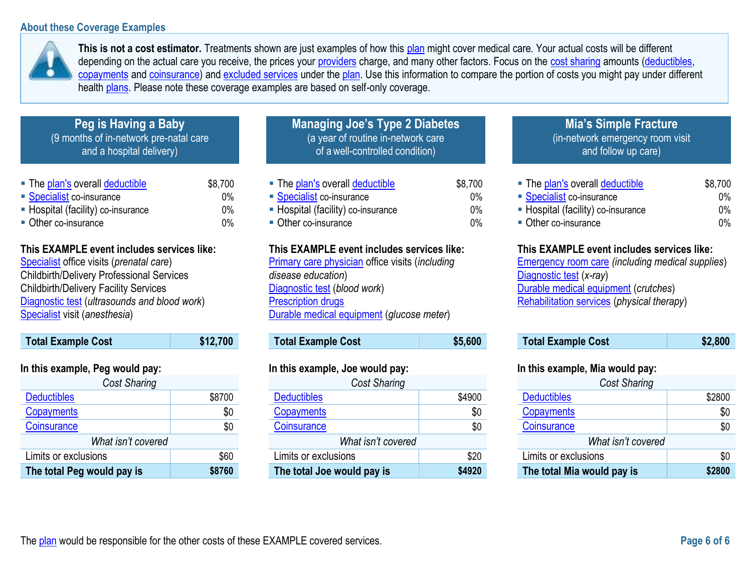## About these Coverage Examples

**This is not a cost estimator.** Treatments shown are just examples of how this plan might cover medical care. Your actual costs will be different depending on the actual care you receive, the prices your providers charge, and many other factors. Focus on the cost sharing amounts (deductibles, copayments and coinsurance) and excluded services under the plan. Use this information to compare the portion of costs you might pay under different health plans. Please note these coverage examples are based on self-only coverage.

### Peg is Having a Baby
(9 months of in-network pre-natal care and a hospital delivery)

- The plan's overall deductible $8,700
- Specialist co-insurance 0%
- Hospital (facility) co-insurance 0%
- Other co-insurance 0%

**This EXAMPLE event includes services like:**
Specialist office visits (*prenatal care*)
Childbirth/Delivery Professional Services
Childbirth/Delivery Facility Services
Diagnostic test (*ultrasounds and blood work*)
Specialist visit (*anesthesia*)

| **Total Example Cost** | **$12,700** |
|---|---|

**In this example, Peg would pay:**

| *Cost Sharing* | |
|---|---|
| Deductibles | $8700 |
| Copayments | $0 |
| Coinsurance | $0 |
| *What isn't covered* | |
| Limits or exclusions | $60 |
| **The total Peg would pay is** | **$8760** |

### Managing Joe's Type 2 Diabetes
(a year of routine in-network care of a well-controlled condition)

- The plan's overall deductible $8,700
- Specialist co-insurance 0%
- Hospital (facility) co-insurance 0%
- Other co-insurance 0%

**This EXAMPLE event includes services like:**
Primary care physician office visits (*including disease education*)
Diagnostic test (*blood work*)
Prescription drugs
Durable medical equipment (*glucose meter*)

| **Total Example Cost** | **$5,600** |
|---|---|

**In this example, Joe would pay:**

| *Cost Sharing* | |
|---|---|
| Deductibles | $4900 |
| Copayments | $0 |
| Coinsurance | $0 |
| *What isn't covered* | |
| Limits or exclusions | $20 |
| **The total Joe would pay is** | **$4920** |

### Mia's Simple Fracture
(in-network emergency room visit and follow up care)

- The plan's overall deductible $8,700
- Specialist co-insurance 0%
- Hospital (facility) co-insurance 0%
- Other co-insurance 0%

**This EXAMPLE event includes services like:**
Emergency room care *(including medical supplies)*
Diagnostic test (*x-ray*)
Durable medical equipment (*crutches*)
Rehabilitation services (*physical therapy*)

| **Total Example Cost** | **$2,800** |
|---|---|

**In this example, Mia would pay:**

| *Cost Sharing* | |
|---|---|
| Deductibles | $2800 |
| Copayments | $0 |
| Coinsurance | $0 |
| *What isn't covered* | |
| Limits or exclusions | $0 |
| **The total Mia would pay is** | **$2800** |

The plan would be responsible for the other costs of these EXAMPLE covered services.